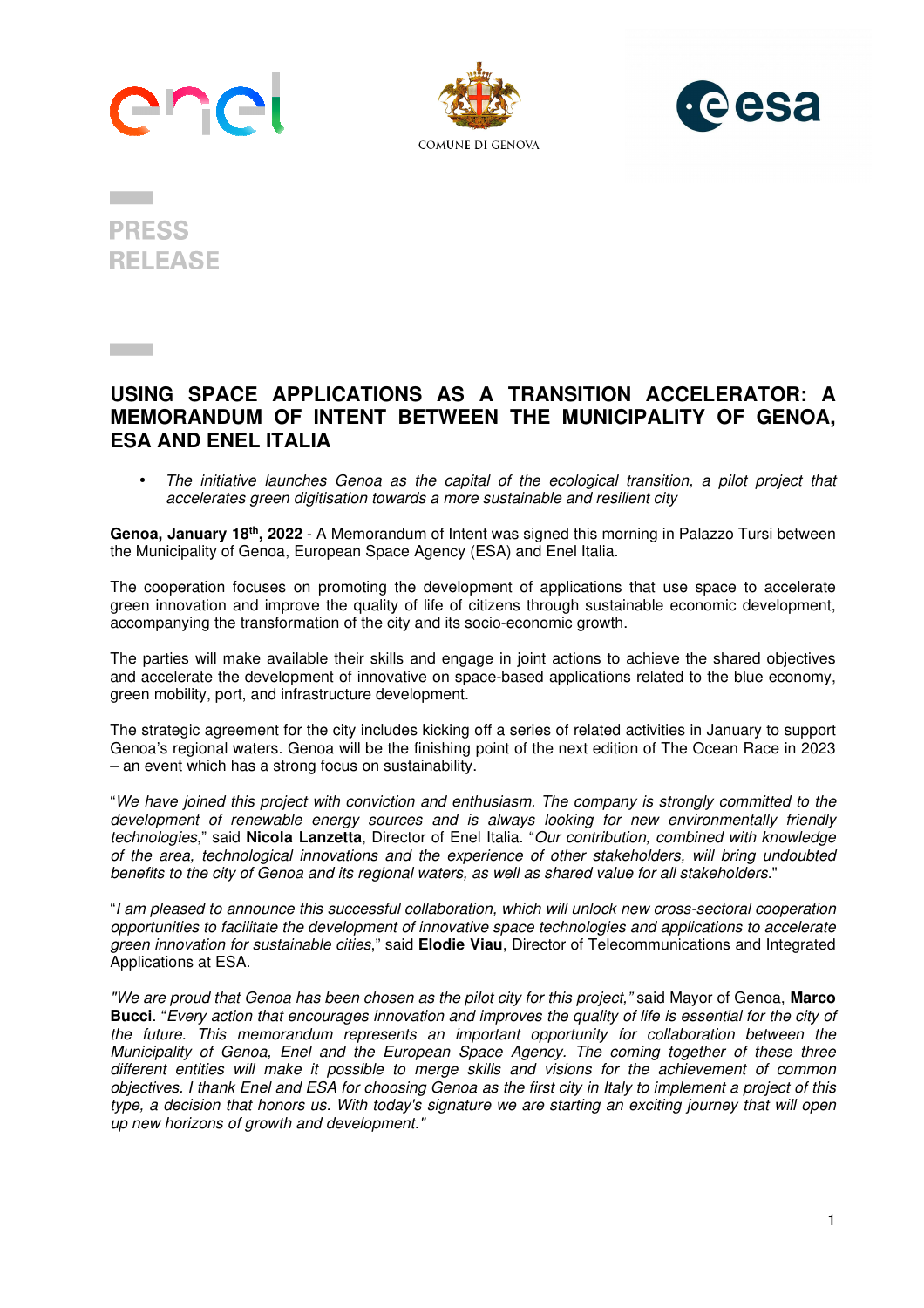enel

COMUNE DI GENOVA

esa

PRESS RELEASE

# USING SPACE APPLICATIONS AS A TRANSITION ACCELERATOR: A MEMORANDUM OF INTENT BETWEEN THE MUNICIPALITY OF GENOA, ESA AND ENEL ITALIA

- *The initiative launches Genoa as the capital of the ecological transition, a pilot project that accelerates green digitisation towards a more sustainable and resilient city*

**Genoa, January 18th, 2022** - A Memorandum of Intent was signed this morning in Palazzo Tursi between the Municipality of Genoa, European Space Agency (ESA) and Enel Italia.

The cooperation focuses on promoting the development of applications that use space to accelerate green innovation and improve the quality of life of citizens through sustainable economic development, accompanying the transformation of the city and its socio-economic growth.

The parties will make available their skills and engage in joint actions to achieve the shared objectives and accelerate the development of innovative on space-based applications related to the blue economy, green mobility, port, and infrastructure development.

The strategic agreement for the city includes kicking off a series of related activities in January to support Genoa's regional waters. Genoa will be the finishing point of the next edition of The Ocean Race in 2023 – an event which has a strong focus on sustainability.

"*We have joined this project with conviction and enthusiasm. The company is strongly committed to the development of renewable energy sources and is always looking for new environmentally friendly technologies*," said **Nicola Lanzetta**, Director of Enel Italia. "*Our contribution, combined with knowledge of the area, technological innovations and the experience of other stakeholders, will bring undoubted benefits to the city of Genoa and its regional waters, as well as shared value for all stakeholders*."

"*I am pleased to announce this successful collaboration, which will unlock new cross-sectoral cooperation opportunities to facilitate the development of innovative space technologies and applications to accelerate green innovation for sustainable cities*," said **Elodie Viau**, Director of Telecommunications and Integrated Applications at ESA.

*"We are proud that Genoa has been chosen as the pilot city for this project,"* said Mayor of Genoa, **Marco Bucci**. "*Every action that encourages innovation and improves the quality of life is essential for the city of the future. This memorandum represents an important opportunity for collaboration between the Municipality of Genoa, Enel and the European Space Agency. The coming together of these three different entities will make it possible to merge skills and visions for the achievement of common objectives. I thank Enel and ESA for choosing Genoa as the first city in Italy to implement a project of this type, a decision that honors us. With today's signature we are starting an exciting journey that will open up new horizons of growth and development."*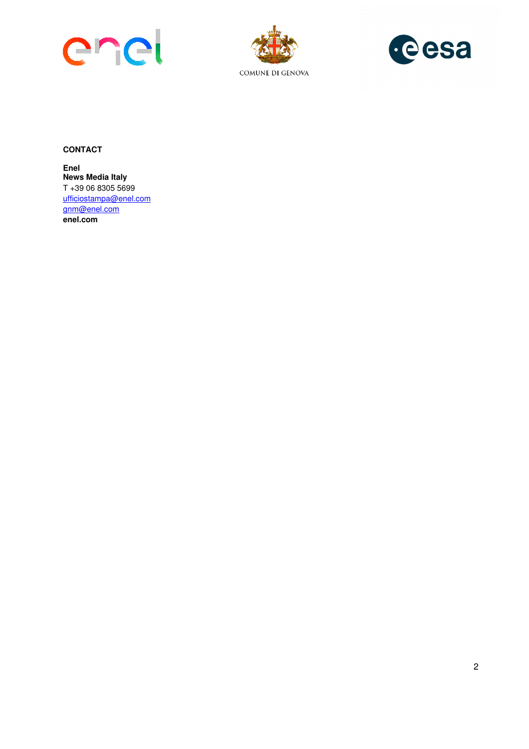**CONTACT**

**Enel**
**News Media Italy**
T +39 06 8305 5699
ufficiostampa@enel.com
gnm@enel.com
**enel.com**